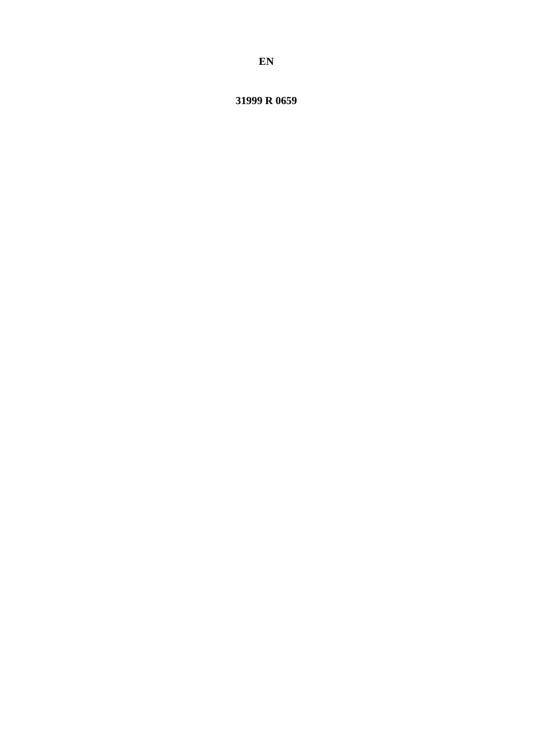**EN**

**31999 R 0659**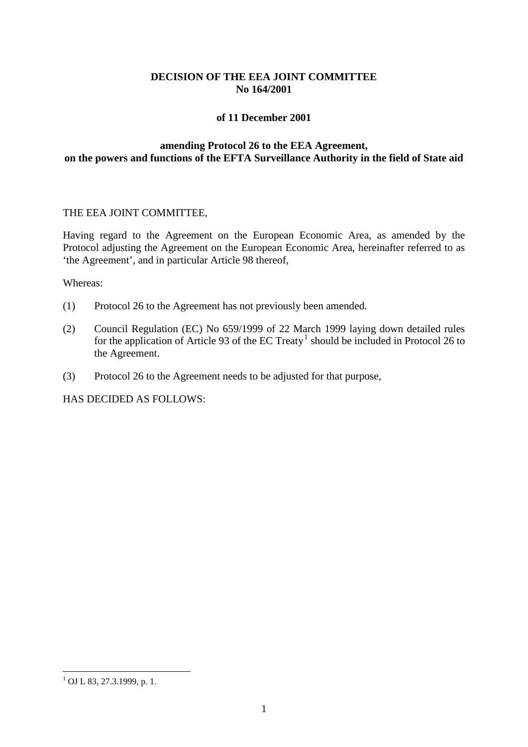**DECISION OF THE EEA JOINT COMMITTEE**
**No 164/2001**

**of 11 December 2001**

**amending Protocol 26 to the EEA Agreement,**
**on the powers and functions of the EFTA Surveillance Authority in the field of State aid**

THE EEA JOINT COMMITTEE,

Having regard to the Agreement on the European Economic Area, as amended by the Protocol adjusting the Agreement on the European Economic Area, hereinafter referred to as 'the Agreement', and in particular Article 98 thereof,

Whereas:

(1) Protocol 26 to the Agreement has not previously been amended.

(2) Council Regulation (EC) No 659/1999 of 22 March 1999 laying down detailed rules for the application of Article 93 of the EC Treaty[1] should be included in Protocol 26 to the Agreement.

(3) Protocol 26 to the Agreement needs to be adjusted for that purpose,

HAS DECIDED AS FOLLOWS:

[1] OJ L 83, 27.3.1999, p. 1.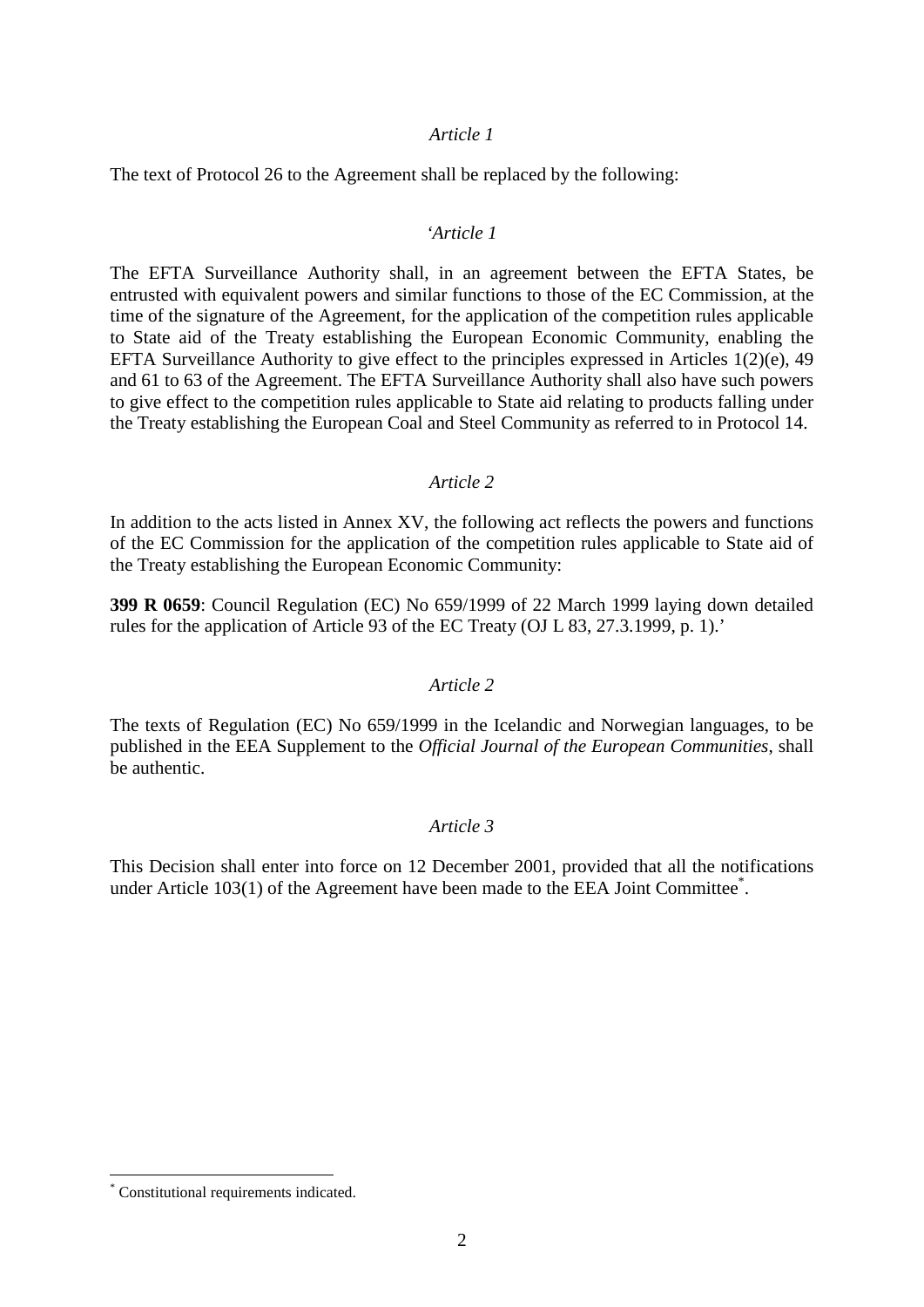*Article 1*

The text of Protocol 26 to the Agreement shall be replaced by the following:

'*Article 1*

The EFTA Surveillance Authority shall, in an agreement between the EFTA States, be entrusted with equivalent powers and similar functions to those of the EC Commission, at the time of the signature of the Agreement, for the application of the competition rules applicable to State aid of the Treaty establishing the European Economic Community, enabling the EFTA Surveillance Authority to give effect to the principles expressed in Articles 1(2)(e), 49 and 61 to 63 of the Agreement. The EFTA Surveillance Authority shall also have such powers to give effect to the competition rules applicable to State aid relating to products falling under the Treaty establishing the European Coal and Steel Community as referred to in Protocol 14.

*Article 2*

In addition to the acts listed in Annex XV, the following act reflects the powers and functions of the EC Commission for the application of the competition rules applicable to State aid of the Treaty establishing the European Economic Community:

**399 R 0659**: Council Regulation (EC) No 659/1999 of 22 March 1999 laying down detailed rules for the application of Article 93 of the EC Treaty (OJ L 83, 27.3.1999, p. 1).'

*Article 2*

The texts of Regulation (EC) No 659/1999 in the Icelandic and Norwegian languages, to be published in the EEA Supplement to the *Official Journal of the European Communities*, shall be authentic.

*Article 3*

This Decision shall enter into force on 12 December 2001, provided that all the notifications under Article 103(1) of the Agreement have been made to the EEA Joint Committee[*].

---

[*] Constitutional requirements indicated.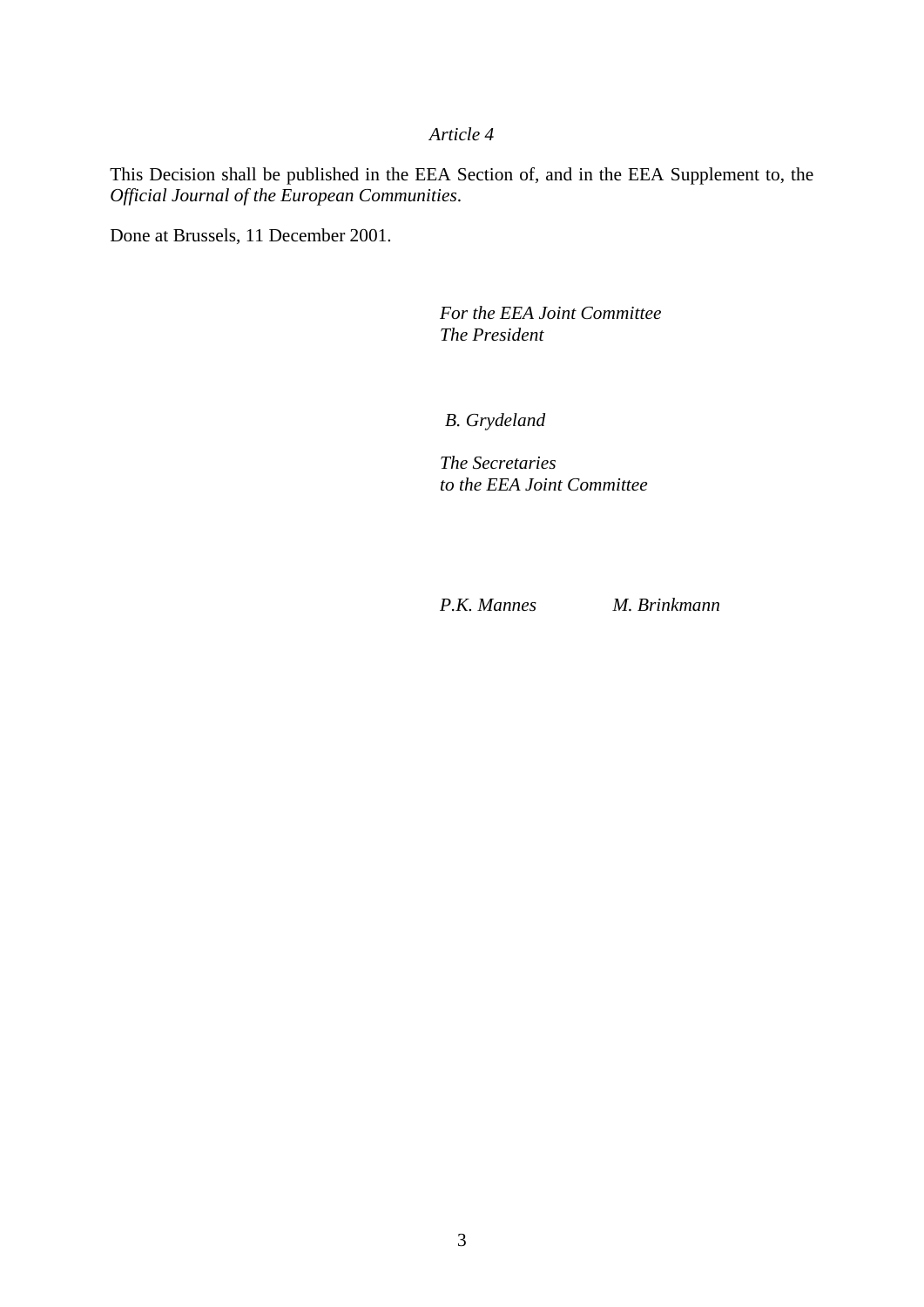*Article 4*

This Decision shall be published in the EEA Section of, and in the EEA Supplement to, the *Official Journal of the European Communities*.

Done at Brussels, 11 December 2001.

*For the EEA Joint Committee*
*The President*

*B. Grydeland*

*The Secretaries*
*to the EEA Joint Committee*

*P.K. Mannes* *M. Brinkmann*